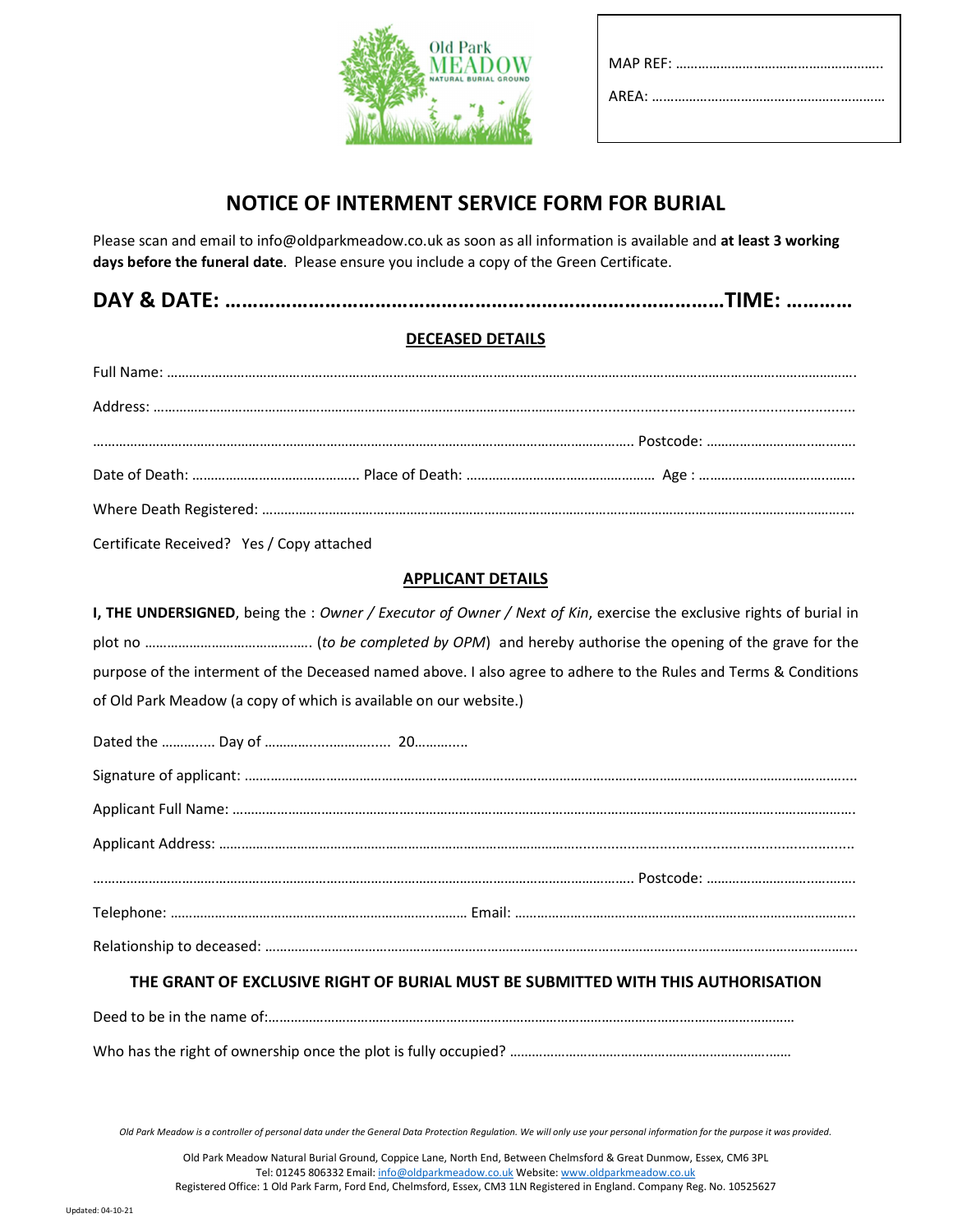Old Park MEADOW
NATURAL BURIAL GROUND

MAP REF: ……………………………………………….

AREA: ………………………………………………………

# NOTICE OF INTERMENT SERVICE FORM FOR BURIAL

Please scan and email to info@oldparkmeadow.co.uk as soon as all information is available and **at least 3 working days before the funeral date**. Please ensure you include a copy of the Green Certificate.

## DAY & DATE: ……………………………………………………………………………TIME: …………

### DECEASED DETAILS

Full Name: ………………………………………………………………………………………………………………………………………………

Address: ………………………………………………………………………………………………………………………………………………

……………………………………………………………………………………………………………………… Postcode: ……………………………

Date of Death: ……………………………………… Place of Death: …………………………………………… Age : ……………………………………

Where Death Registered: ………………………………………………………………………………………………………………………………

Certificate Received? Yes / Copy attached

### APPLICANT DETAILS

**I, THE UNDERSIGNED**, being the : *Owner / Executor of Owner / Next of Kin*, exercise the exclusive rights of burial in plot no ……………………………………. (*to be completed by OPM*) and hereby authorise the opening of the grave for the purpose of the interment of the Deceased named above. I also agree to adhere to the Rules and Terms & Conditions of Old Park Meadow (a copy of which is available on our website.)

Dated the ………… Day of ……………………….. 20…………

Signature of applicant: ………………………………………………………………………………………………………………………………

Applicant Full Name: …………………………………………………………………………………………………………………………………

Applicant Address: ……………………………………………………………………………………………………………………………………

……………………………………………………………………………………………………………………… Postcode: ……………………………

Telephone: ……………………………………………………………………… Email: …………………………………………………………………

Relationship to deceased: ……………………………………………………………………………………………………………………………

**THE GRANT OF EXCLUSIVE RIGHT OF BURIAL MUST BE SUBMITTED WITH THIS AUTHORISATION**

Deed to be in the name of:……………………………………………………………………………………………………………………

Who has the right of ownership once the plot is fully occupied? ……………………………………………………………………

*Old Park Meadow is a controller of personal data under the General Data Protection Regulation. We will only use your personal information for the purpose it was provided.*

Old Park Meadow Natural Burial Ground, Coppice Lane, North End, Between Chelmsford & Great Dunmow, Essex, CM6 3PL
Tel: 01245 806332 Email: info@oldparkmeadow.co.uk Website: www.oldparkmeadow.co.uk
Registered Office: 1 Old Park Farm, Ford End, Chelmsford, Essex, CM3 1LN Registered in England. Company Reg. No. 10525627

Updated: 04-10-21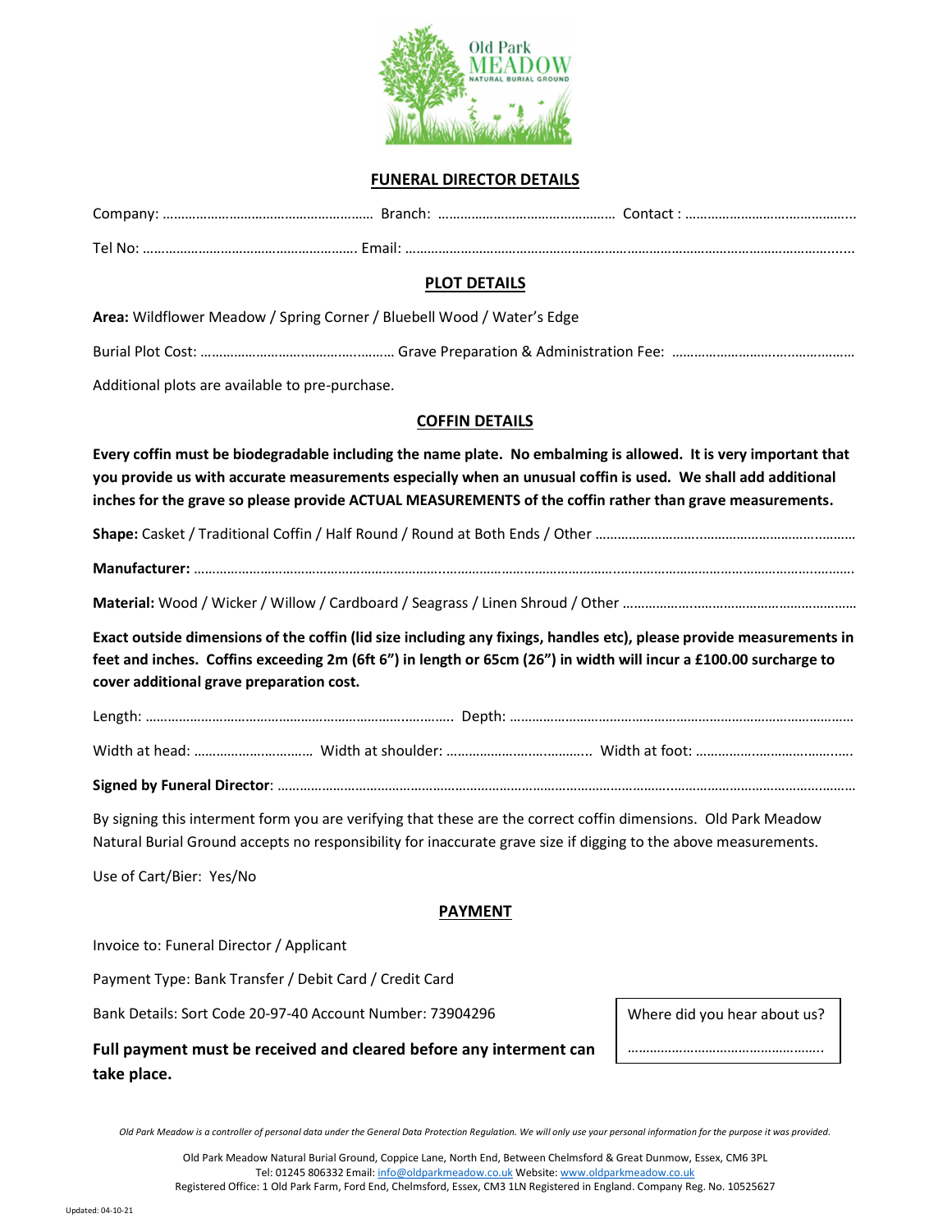## FUNERAL DIRECTOR DETAILS

Company: ………………………………………………… Branch: ……………………………………… Contact : ………………………………………..

Tel No: …………………………………………………. Email: ……………………………………………………………………………………………………..

## PLOT DETAILS

**Area:** Wildflower Meadow / Spring Corner / Bluebell Wood / Water's Edge

Burial Plot Cost: …………………………………………… Grave Preparation & Administration Fee: ………………………………………

Additional plots are available to pre-purchase.

## COFFIN DETAILS

**Every coffin must be biodegradable including the name plate. No embalming is allowed. It is very important that you provide us with accurate measurements especially when an unusual coffin is used. We shall add additional inches for the grave so please provide ACTUAL MEASUREMENTS of the coffin rather than grave measurements.**

**Shape:** Casket / Traditional Coffin / Half Round / Round at Both Ends / Other …………………………………………………………

**Manufacturer:** ……………………………………………………………………………………………………………………………………………

**Material:** Wood / Wicker / Willow / Cardboard / Seagrass / Linen Shroud / Other ……………………………………………………

**Exact outside dimensions of the coffin (lid size including any fixings, handles etc), please provide measurements in feet and inches. Coffins exceeding 2m (6ft 6") in length or 65cm (26") in width will incur a £100.00 surcharge to cover additional grave preparation cost.**

Length: ……………………………………………………………………… Depth: ………………………………………………………………………

Width at head: …………………………… Width at shoulder: ……………………………….. Width at foot: ……………………………….

**Signed by Funeral Director**: ……………………………………………………………………………………………………………………………

By signing this interment form you are verifying that these are the correct coffin dimensions. Old Park Meadow Natural Burial Ground accepts no responsibility for inaccurate grave size if digging to the above measurements.

Use of Cart/Bier: Yes/No

## PAYMENT

Invoice to: Funeral Director / Applicant

Payment Type: Bank Transfer / Debit Card / Credit Card

Bank Details: Sort Code 20-97-40 Account Number: 73904296

**Full payment must be received and cleared before any interment can take place.**

Where did you hear about us?

……………………………………………..

*Old Park Meadow is a controller of personal data under the General Data Protection Regulation. We will only use your personal information for the purpose it was provided.*

Old Park Meadow Natural Burial Ground, Coppice Lane, North End, Between Chelmsford & Great Dunmow, Essex, CM6 3PL
Tel: 01245 806332 Email: info@oldparkmeadow.co.uk Website: www.oldparkmeadow.co.uk
Registered Office: 1 Old Park Farm, Ford End, Chelmsford, Essex, CM3 1LN Registered in England. Company Reg. No. 10525627

Updated: 04-10-21